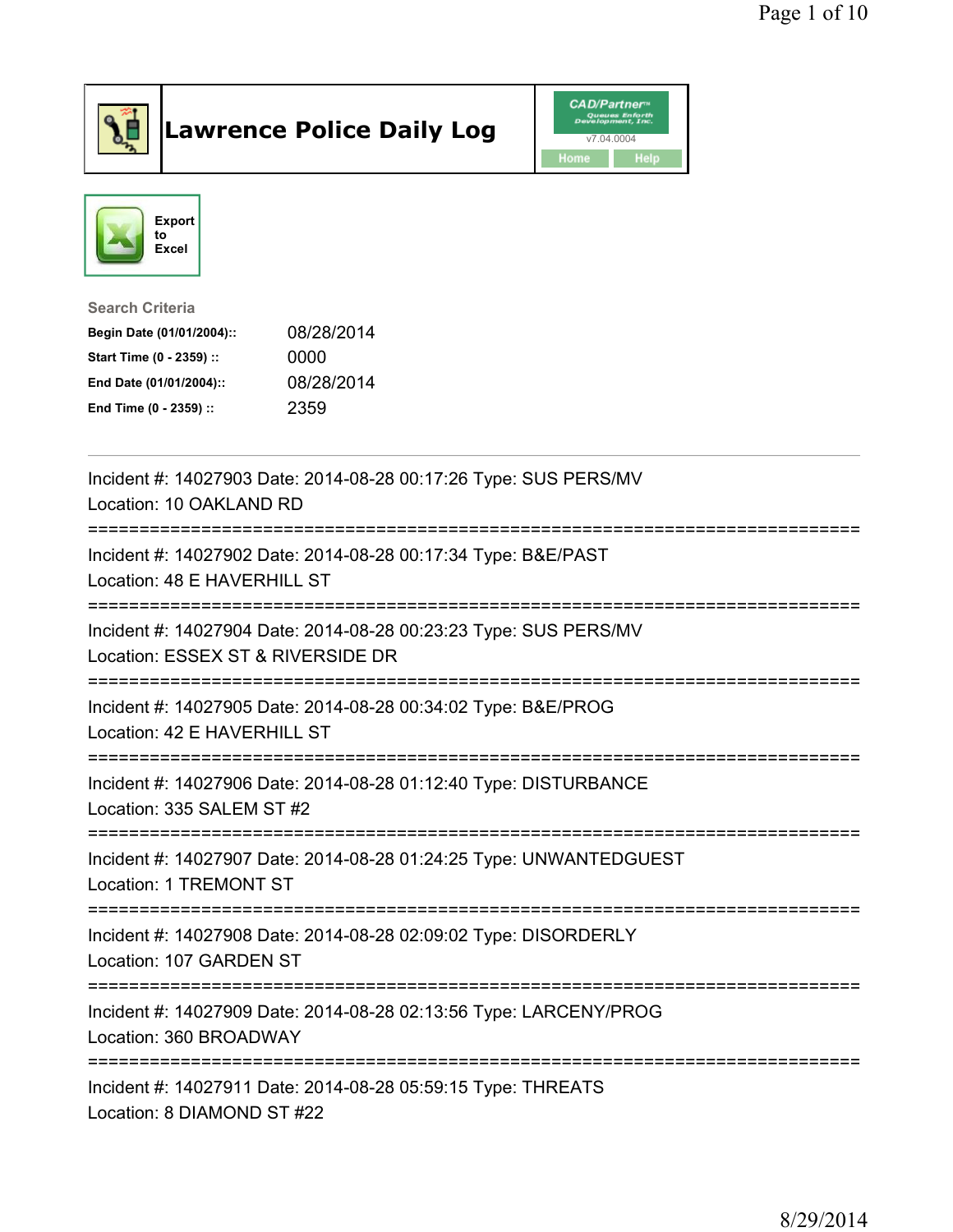# Lawrence Police Daily Log

Export to Excel

**Search Criteria**

| | |
|---|---|
| **Begin Date (01/01/2004)::** | 08/28/2014 |
| **Start Time (0 - 2359) ::** | 0000 |
| **End Date (01/01/2004)::** | 08/28/2014 |
| **End Time (0 - 2359) ::** | 2359 |

---

Incident #: 14027903 Date: 2014-08-28 00:17:26 Type: SUS PERS/MV
Location: 10 OAKLAND RD

===========================================================================

Incident #: 14027902 Date: 2014-08-28 00:17:34 Type: B&E/PAST
Location: 48 E HAVERHILL ST

===========================================================================

Incident #: 14027904 Date: 2014-08-28 00:23:23 Type: SUS PERS/MV
Location: ESSEX ST & RIVERSIDE DR

===========================================================================

Incident #: 14027905 Date: 2014-08-28 00:34:02 Type: B&E/PROG
Location: 42 E HAVERHILL ST

===========================================================================

Incident #: 14027906 Date: 2014-08-28 01:12:40 Type: DISTURBANCE
Location: 335 SALEM ST #2

===========================================================================

Incident #: 14027907 Date: 2014-08-28 01:24:25 Type: UNWANTEDGUEST
Location: 1 TREMONT ST

===========================================================================

Incident #: 14027908 Date: 2014-08-28 02:09:02 Type: DISORDERLY
Location: 107 GARDEN ST

===========================================================================

Incident #: 14027909 Date: 2014-08-28 02:13:56 Type: LARCENY/PROG
Location: 360 BROADWAY

===========================================================================

Incident #: 14027911 Date: 2014-08-28 05:59:15 Type: THREATS
Location: 8 DIAMOND ST #22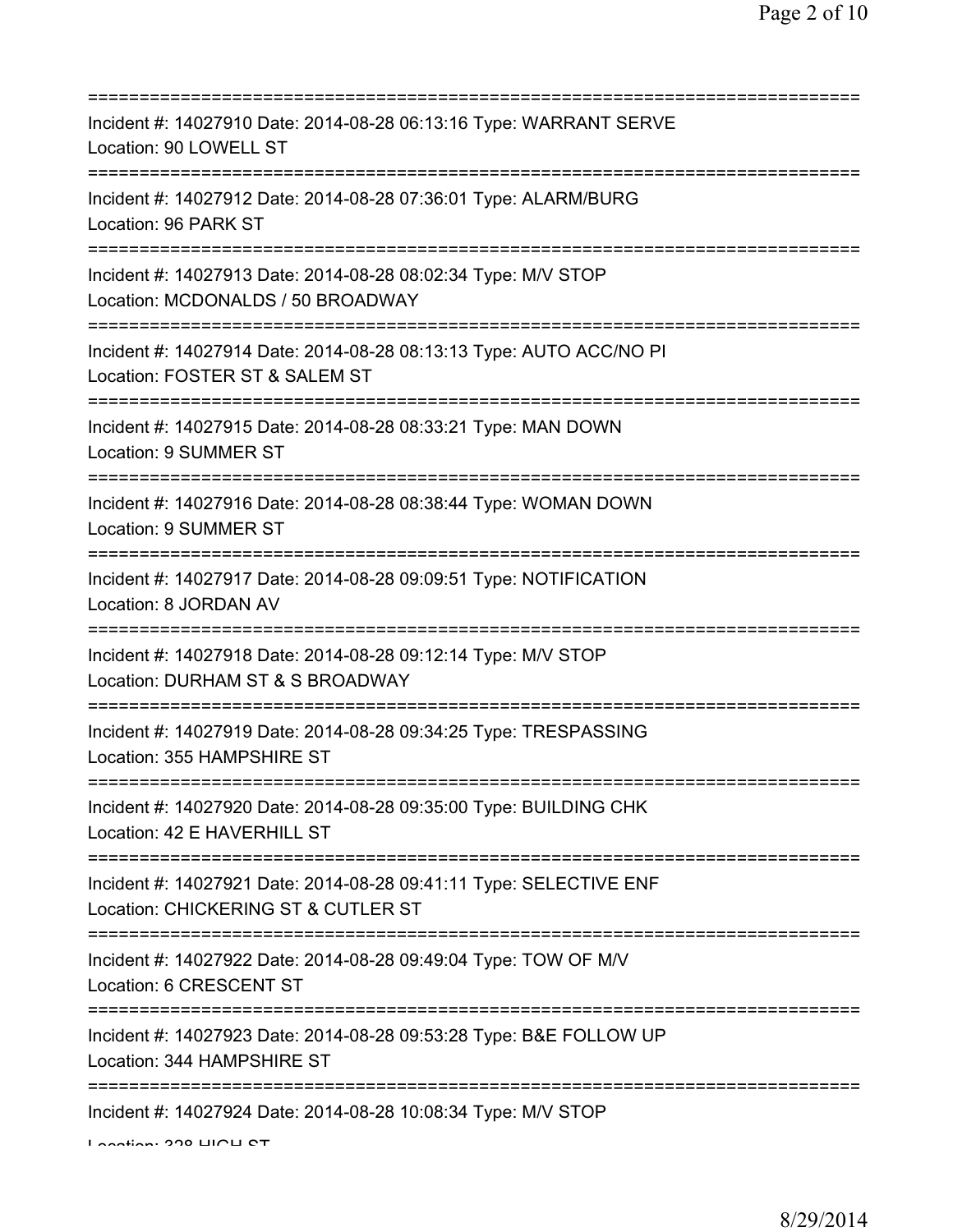===========================================================================
Incident #: 14027910 Date: 2014-08-28 06:13:16 Type: WARRANT SERVE
Location: 90 LOWELL ST
===========================================================================
Incident #: 14027912 Date: 2014-08-28 07:36:01 Type: ALARM/BURG
Location: 96 PARK ST
===========================================================================
Incident #: 14027913 Date: 2014-08-28 08:02:34 Type: M/V STOP
Location: MCDONALDS / 50 BROADWAY
===========================================================================
Incident #: 14027914 Date: 2014-08-28 08:13:13 Type: AUTO ACC/NO PI
Location: FOSTER ST & SALEM ST
===========================================================================
Incident #: 14027915 Date: 2014-08-28 08:33:21 Type: MAN DOWN
Location: 9 SUMMER ST
===========================================================================
Incident #: 14027916 Date: 2014-08-28 08:38:44 Type: WOMAN DOWN
Location: 9 SUMMER ST
===========================================================================
Incident #: 14027917 Date: 2014-08-28 09:09:51 Type: NOTIFICATION
Location: 8 JORDAN AV
===========================================================================
Incident #: 14027918 Date: 2014-08-28 09:12:14 Type: M/V STOP
Location: DURHAM ST & S BROADWAY
===========================================================================
Incident #: 14027919 Date: 2014-08-28 09:34:25 Type: TRESPASSING
Location: 355 HAMPSHIRE ST
===========================================================================
Incident #: 14027920 Date: 2014-08-28 09:35:00 Type: BUILDING CHK
Location: 42 E HAVERHILL ST
===========================================================================
Incident #: 14027921 Date: 2014-08-28 09:41:11 Type: SELECTIVE ENF
Location: CHICKERING ST & CUTLER ST
===========================================================================
Incident #: 14027922 Date: 2014-08-28 09:49:04 Type: TOW OF M/V
Location: 6 CRESCENT ST
===========================================================================
Incident #: 14027923 Date: 2014-08-28 09:53:28 Type: B&E FOLLOW UP
Location: 344 HAMPSHIRE ST
===========================================================================
Incident #: 14027924 Date: 2014-08-28 10:08:34 Type: M/V STOP
Location: 328 HIGH ST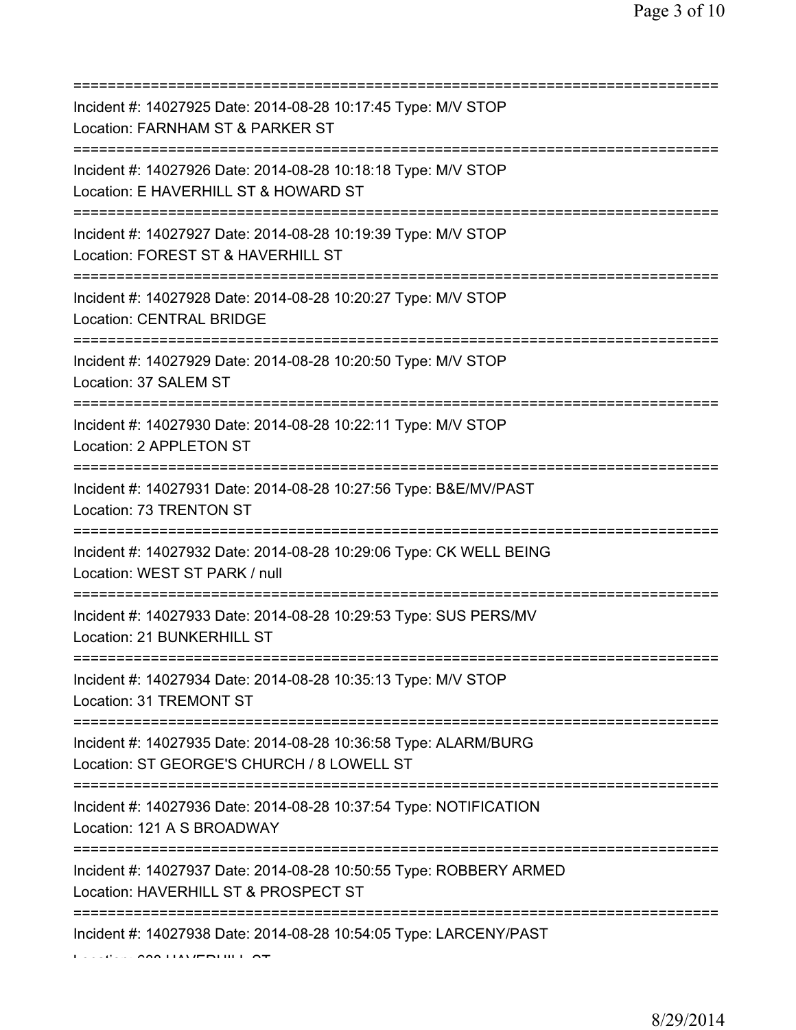===========================================================================

Incident #: 14027925 Date: 2014-08-28 10:17:45 Type: M/V STOP
Location: FARNHAM ST & PARKER ST

===========================================================================

Incident #: 14027926 Date: 2014-08-28 10:18:18 Type: M/V STOP
Location: E HAVERHILL ST & HOWARD ST

===========================================================================

Incident #: 14027927 Date: 2014-08-28 10:19:39 Type: M/V STOP
Location: FOREST ST & HAVERHILL ST

===========================================================================

Incident #: 14027928 Date: 2014-08-28 10:20:27 Type: M/V STOP
Location: CENTRAL BRIDGE

===========================================================================

Incident #: 14027929 Date: 2014-08-28 10:20:50 Type: M/V STOP
Location: 37 SALEM ST

===========================================================================

Incident #: 14027930 Date: 2014-08-28 10:22:11 Type: M/V STOP
Location: 2 APPLETON ST

===========================================================================

Incident #: 14027931 Date: 2014-08-28 10:27:56 Type: B&E/MV/PAST
Location: 73 TRENTON ST

===========================================================================

Incident #: 14027932 Date: 2014-08-28 10:29:06 Type: CK WELL BEING
Location: WEST ST PARK / null

===========================================================================

Incident #: 14027933 Date: 2014-08-28 10:29:53 Type: SUS PERS/MV
Location: 21 BUNKERHILL ST

===========================================================================

Incident #: 14027934 Date: 2014-08-28 10:35:13 Type: M/V STOP
Location: 31 TREMONT ST

===========================================================================

Incident #: 14027935 Date: 2014-08-28 10:36:58 Type: ALARM/BURG
Location: ST GEORGE'S CHURCH / 8 LOWELL ST

===========================================================================

Incident #: 14027936 Date: 2014-08-28 10:37:54 Type: NOTIFICATION
Location: 121 A S BROADWAY

===========================================================================

Incident #: 14027937 Date: 2014-08-28 10:50:55 Type: ROBBERY ARMED
Location: HAVERHILL ST & PROSPECT ST

===========================================================================

Incident #: 14027938 Date: 2014-08-28 10:54:05 Type: LARCENY/PAST
Location: 900 HAVERHILL ST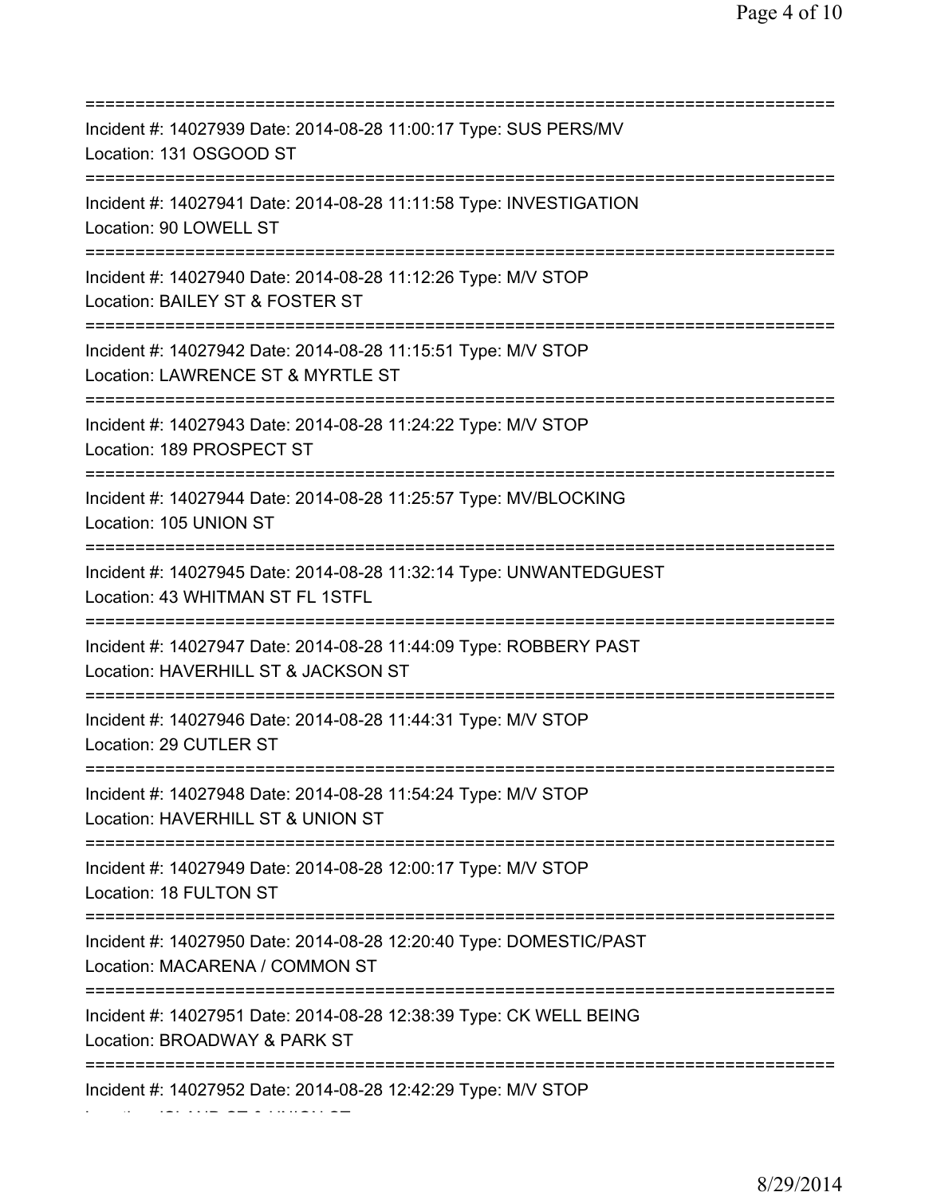===========================================================================
Incident #: 14027939 Date: 2014-08-28 11:00:17 Type: SUS PERS/MV
Location: 131 OSGOOD ST
===========================================================================
Incident #: 14027941 Date: 2014-08-28 11:11:58 Type: INVESTIGATION
Location: 90 LOWELL ST
===========================================================================
Incident #: 14027940 Date: 2014-08-28 11:12:26 Type: M/V STOP
Location: BAILEY ST & FOSTER ST
===========================================================================
Incident #: 14027942 Date: 2014-08-28 11:15:51 Type: M/V STOP
Location: LAWRENCE ST & MYRTLE ST
===========================================================================
Incident #: 14027943 Date: 2014-08-28 11:24:22 Type: M/V STOP
Location: 189 PROSPECT ST
===========================================================================
Incident #: 14027944 Date: 2014-08-28 11:25:57 Type: MV/BLOCKING
Location: 105 UNION ST
===========================================================================
Incident #: 14027945 Date: 2014-08-28 11:32:14 Type: UNWANTEDGUEST
Location: 43 WHITMAN ST FL 1STFL
===========================================================================
Incident #: 14027947 Date: 2014-08-28 11:44:09 Type: ROBBERY PAST
Location: HAVERHILL ST & JACKSON ST
===========================================================================
Incident #: 14027946 Date: 2014-08-28 11:44:31 Type: M/V STOP
Location: 29 CUTLER ST
===========================================================================
Incident #: 14027948 Date: 2014-08-28 11:54:24 Type: M/V STOP
Location: HAVERHILL ST & UNION ST
===========================================================================
Incident #: 14027949 Date: 2014-08-28 12:00:17 Type: M/V STOP
Location: 18 FULTON ST
===========================================================================
Incident #: 14027950 Date: 2014-08-28 12:20:40 Type: DOMESTIC/PAST
Location: MACARENA / COMMON ST
===========================================================================
Incident #: 14027951 Date: 2014-08-28 12:38:39 Type: CK WELL BEING
Location: BROADWAY & PARK ST
===========================================================================
Incident #: 14027952 Date: 2014-08-28 12:42:29 Type: M/V STOP
Location: ISLAND ST & UNION ST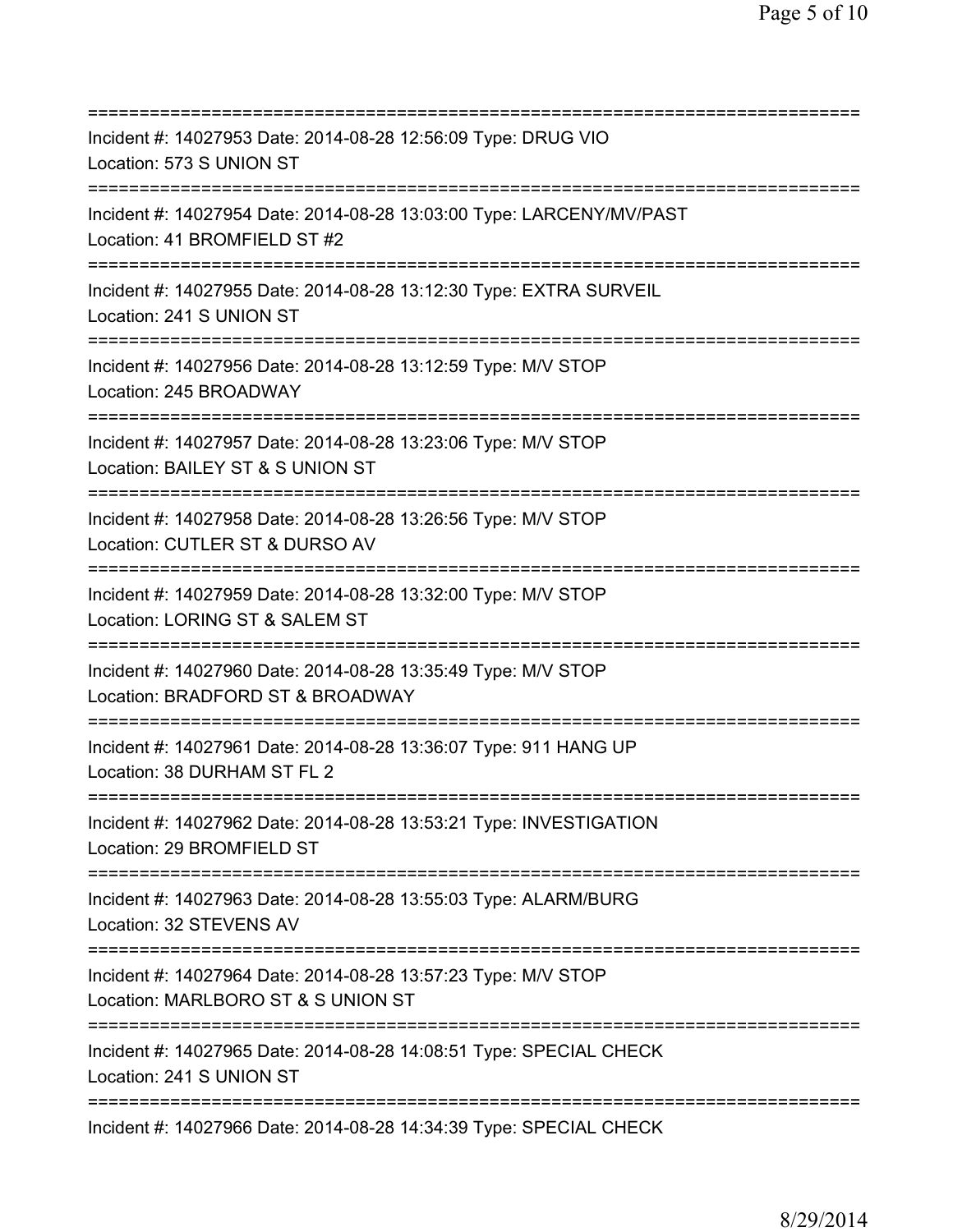===========================================================================
Incident #: 14027953 Date: 2014-08-28 12:56:09 Type: DRUG VIO
Location: 573 S UNION ST
===========================================================================
Incident #: 14027954 Date: 2014-08-28 13:03:00 Type: LARCENY/MV/PAST
Location: 41 BROMFIELD ST #2
===========================================================================
Incident #: 14027955 Date: 2014-08-28 13:12:30 Type: EXTRA SURVEIL
Location: 241 S UNION ST
===========================================================================
Incident #: 14027956 Date: 2014-08-28 13:12:59 Type: M/V STOP
Location: 245 BROADWAY
===========================================================================
Incident #: 14027957 Date: 2014-08-28 13:23:06 Type: M/V STOP
Location: BAILEY ST & S UNION ST
===========================================================================
Incident #: 14027958 Date: 2014-08-28 13:26:56 Type: M/V STOP
Location: CUTLER ST & DURSO AV
===========================================================================
Incident #: 14027959 Date: 2014-08-28 13:32:00 Type: M/V STOP
Location: LORING ST & SALEM ST
===========================================================================
Incident #: 14027960 Date: 2014-08-28 13:35:49 Type: M/V STOP
Location: BRADFORD ST & BROADWAY
===========================================================================
Incident #: 14027961 Date: 2014-08-28 13:36:07 Type: 911 HANG UP
Location: 38 DURHAM ST FL 2
===========================================================================
Incident #: 14027962 Date: 2014-08-28 13:53:21 Type: INVESTIGATION
Location: 29 BROMFIELD ST
===========================================================================
Incident #: 14027963 Date: 2014-08-28 13:55:03 Type: ALARM/BURG
Location: 32 STEVENS AV
===========================================================================
Incident #: 14027964 Date: 2014-08-28 13:57:23 Type: M/V STOP
Location: MARLBORO ST & S UNION ST
===========================================================================
Incident #: 14027965 Date: 2014-08-28 14:08:51 Type: SPECIAL CHECK
Location: 241 S UNION ST
===========================================================================
Incident #: 14027966 Date: 2014-08-28 14:34:39 Type: SPECIAL CHECK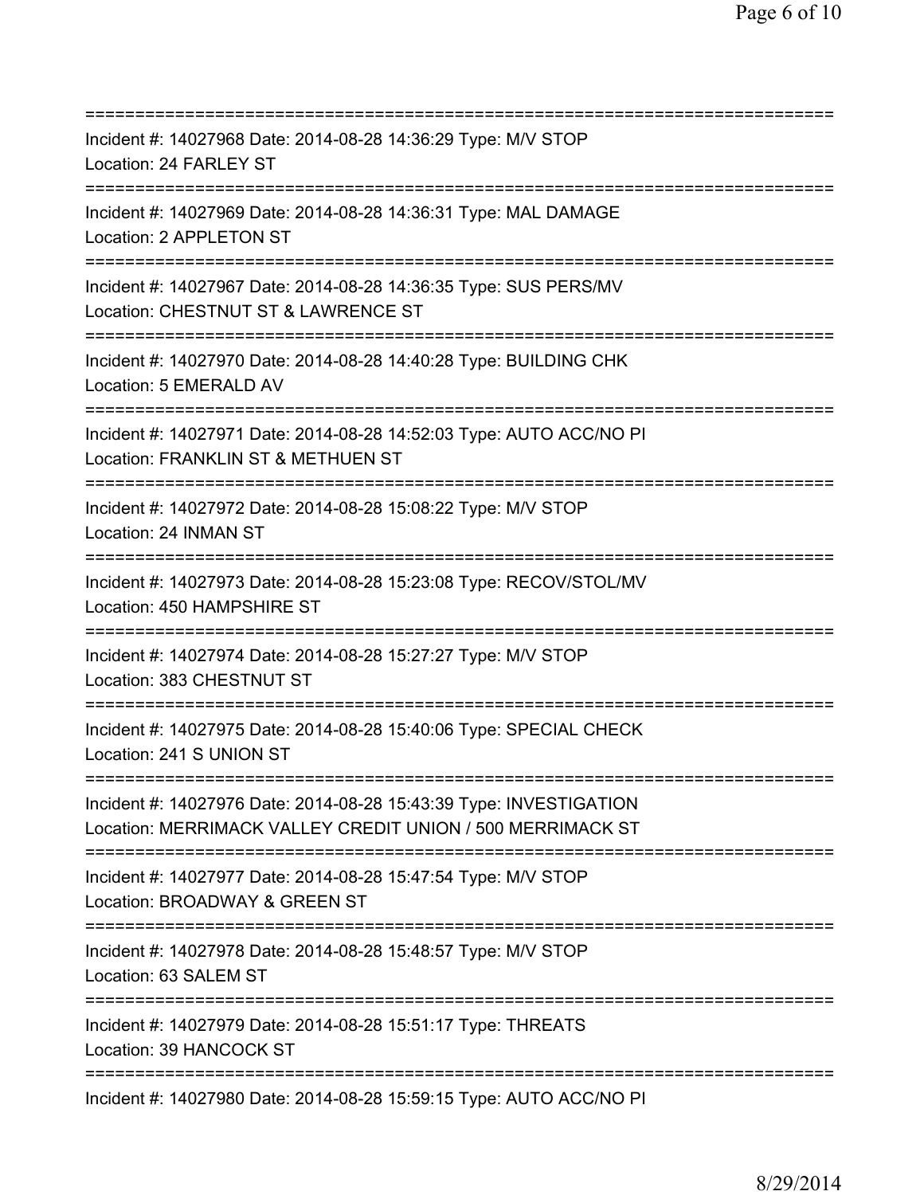===========================================================================

Incident #: 14027968 Date: 2014-08-28 14:36:29 Type: M/V STOP
Location: 24 FARLEY ST

===========================================================================

Incident #: 14027969 Date: 2014-08-28 14:36:31 Type: MAL DAMAGE
Location: 2 APPLETON ST

===========================================================================

Incident #: 14027967 Date: 2014-08-28 14:36:35 Type: SUS PERS/MV
Location: CHESTNUT ST & LAWRENCE ST

===========================================================================

Incident #: 14027970 Date: 2014-08-28 14:40:28 Type: BUILDING CHK
Location: 5 EMERALD AV

===========================================================================

Incident #: 14027971 Date: 2014-08-28 14:52:03 Type: AUTO ACC/NO PI
Location: FRANKLIN ST & METHUEN ST

===========================================================================

Incident #: 14027972 Date: 2014-08-28 15:08:22 Type: M/V STOP
Location: 24 INMAN ST

===========================================================================

Incident #: 14027973 Date: 2014-08-28 15:23:08 Type: RECOV/STOL/MV
Location: 450 HAMPSHIRE ST

===========================================================================

Incident #: 14027974 Date: 2014-08-28 15:27:27 Type: M/V STOP
Location: 383 CHESTNUT ST

===========================================================================

Incident #: 14027975 Date: 2014-08-28 15:40:06 Type: SPECIAL CHECK
Location: 241 S UNION ST

===========================================================================

Incident #: 14027976 Date: 2014-08-28 15:43:39 Type: INVESTIGATION
Location: MERRIMACK VALLEY CREDIT UNION / 500 MERRIMACK ST

===========================================================================

Incident #: 14027977 Date: 2014-08-28 15:47:54 Type: M/V STOP
Location: BROADWAY & GREEN ST

===========================================================================

Incident #: 14027978 Date: 2014-08-28 15:48:57 Type: M/V STOP
Location: 63 SALEM ST

===========================================================================

Incident #: 14027979 Date: 2014-08-28 15:51:17 Type: THREATS
Location: 39 HANCOCK ST

===========================================================================

Incident #: 14027980 Date: 2014-08-28 15:59:15 Type: AUTO ACC/NO PI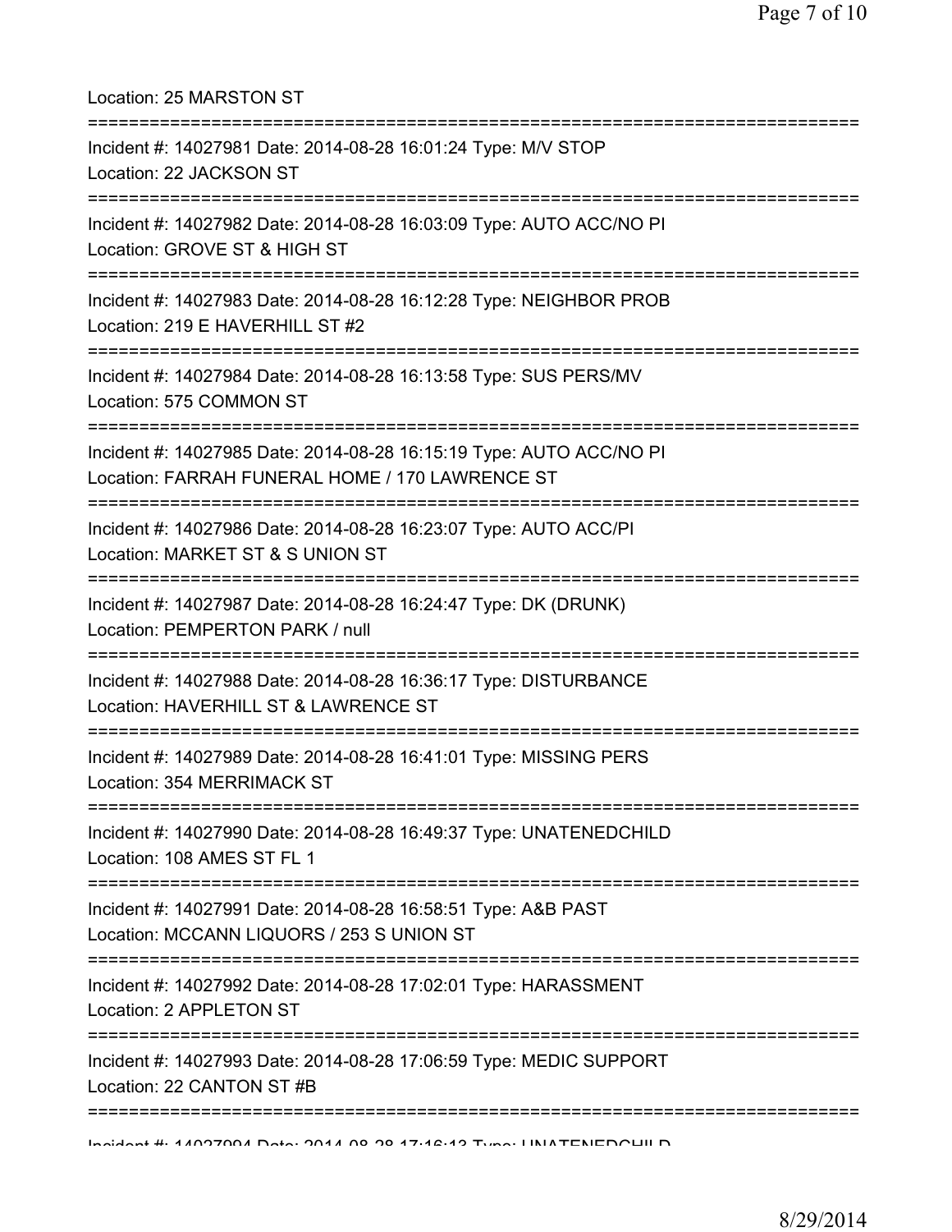Location: 25 MARSTON ST

===========================================================================

Incident #: 14027981 Date: 2014-08-28 16:01:24 Type: M/V STOP

Location: 22 JACKSON ST

===========================================================================

Incident #: 14027982 Date: 2014-08-28 16:03:09 Type: AUTO ACC/NO PI

Location: GROVE ST & HIGH ST

===========================================================================

Incident #: 14027983 Date: 2014-08-28 16:12:28 Type: NEIGHBOR PROB

Location: 219 E HAVERHILL ST #2

===========================================================================

Incident #: 14027984 Date: 2014-08-28 16:13:58 Type: SUS PERS/MV

Location: 575 COMMON ST

===========================================================================

Incident #: 14027985 Date: 2014-08-28 16:15:19 Type: AUTO ACC/NO PI

Location: FARRAH FUNERAL HOME / 170 LAWRENCE ST

===========================================================================

Incident #: 14027986 Date: 2014-08-28 16:23:07 Type: AUTO ACC/PI

Location: MARKET ST & S UNION ST

===========================================================================

Incident #: 14027987 Date: 2014-08-28 16:24:47 Type: DK (DRUNK)

Location: PEMPERTON PARK / null

===========================================================================

Incident #: 14027988 Date: 2014-08-28 16:36:17 Type: DISTURBANCE

Location: HAVERHILL ST & LAWRENCE ST

===========================================================================

Incident #: 14027989 Date: 2014-08-28 16:41:01 Type: MISSING PERS

Location: 354 MERRIMACK ST

===========================================================================

Incident #: 14027990 Date: 2014-08-28 16:49:37 Type: UNATENEDCHILD

Location: 108 AMES ST FL 1

===========================================================================

Incident #: 14027991 Date: 2014-08-28 16:58:51 Type: A&B PAST

Location: MCCANN LIQUORS / 253 S UNION ST

===========================================================================

Incident #: 14027992 Date: 2014-08-28 17:02:01 Type: HARASSMENT

Location: 2 APPLETON ST

===========================================================================

Incident #: 14027993 Date: 2014-08-28 17:06:59 Type: MEDIC SUPPORT

Location: 22 CANTON ST #B

===========================================================================

Incident #: 14027994 Date: 2014-08-28 17:16:13 Type: UNATENEDCHILD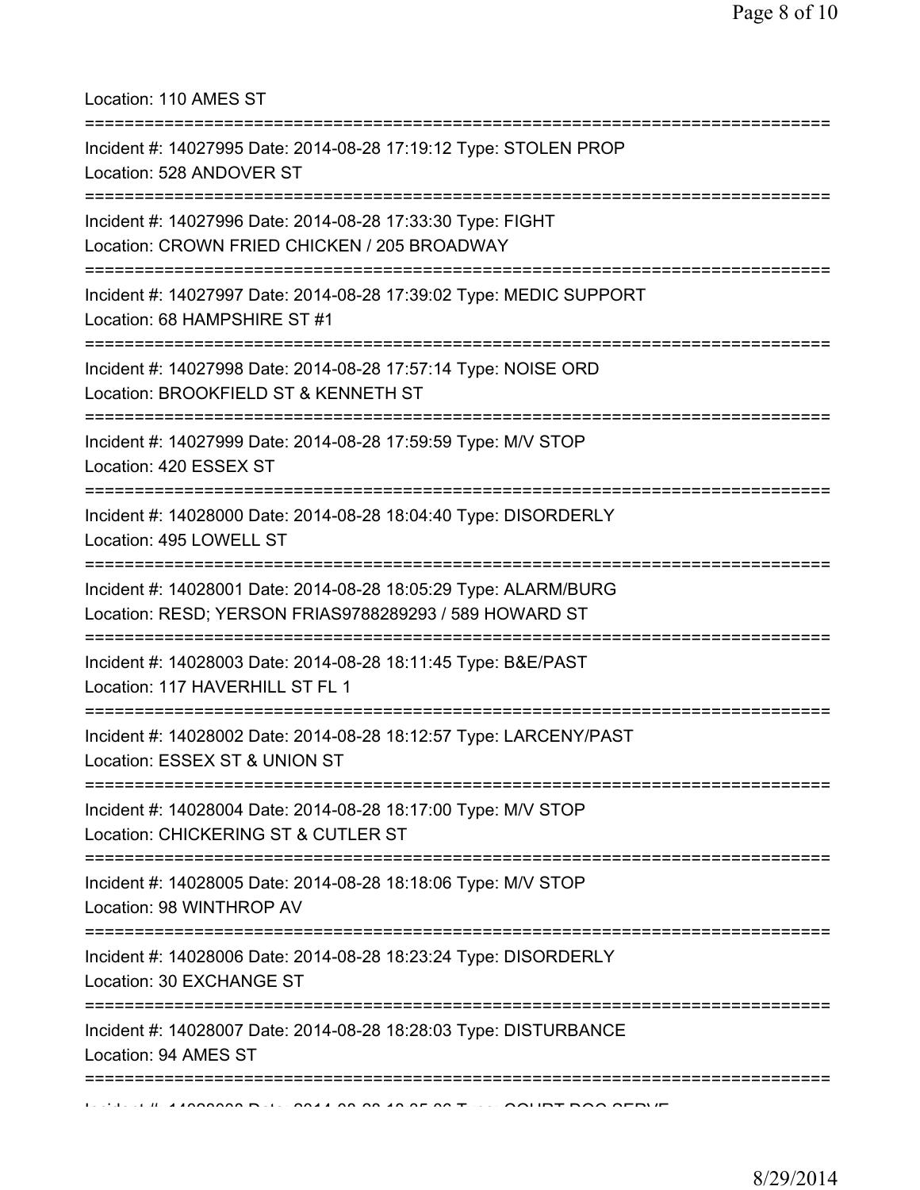Location: 110 AMES ST

===========================================================================

Incident #: 14027995 Date: 2014-08-28 17:19:12 Type: STOLEN PROP
Location: 528 ANDOVER ST

===========================================================================

Incident #: 14027996 Date: 2014-08-28 17:33:30 Type: FIGHT
Location: CROWN FRIED CHICKEN / 205 BROADWAY

===========================================================================

Incident #: 14027997 Date: 2014-08-28 17:39:02 Type: MEDIC SUPPORT
Location: 68 HAMPSHIRE ST #1

===========================================================================

Incident #: 14027998 Date: 2014-08-28 17:57:14 Type: NOISE ORD
Location: BROOKFIELD ST & KENNETH ST

===========================================================================

Incident #: 14027999 Date: 2014-08-28 17:59:59 Type: M/V STOP
Location: 420 ESSEX ST

===========================================================================

Incident #: 14028000 Date: 2014-08-28 18:04:40 Type: DISORDERLY
Location: 495 LOWELL ST

===========================================================================

Incident #: 14028001 Date: 2014-08-28 18:05:29 Type: ALARM/BURG
Location: RESD; YERSON FRIAS9788289293 / 589 HOWARD ST

===========================================================================

Incident #: 14028003 Date: 2014-08-28 18:11:45 Type: B&E/PAST
Location: 117 HAVERHILL ST FL 1

===========================================================================

Incident #: 14028002 Date: 2014-08-28 18:12:57 Type: LARCENY/PAST
Location: ESSEX ST & UNION ST

===========================================================================

Incident #: 14028004 Date: 2014-08-28 18:17:00 Type: M/V STOP
Location: CHICKERING ST & CUTLER ST

===========================================================================

Incident #: 14028005 Date: 2014-08-28 18:18:06 Type: M/V STOP
Location: 98 WINTHROP AV

===========================================================================

Incident #: 14028006 Date: 2014-08-28 18:23:24 Type: DISORDERLY
Location: 30 EXCHANGE ST

===========================================================================

Incident #: 14028007 Date: 2014-08-28 18:28:03 Type: DISTURBANCE
Location: 94 AMES ST

===========================================================================

Incident #: 14028008 Date: 2014-08-28 18:35:06 Type: COURT DOC SERVE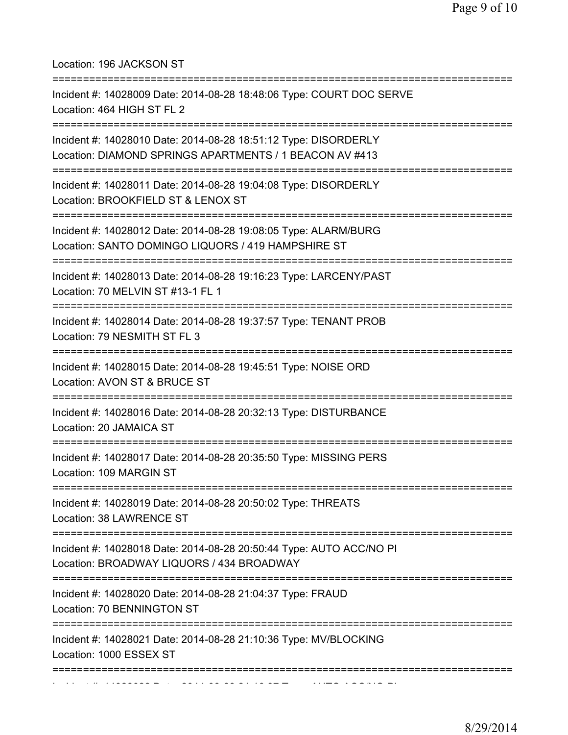Location: 196 JACKSON ST

===========================================================================

Incident #: 14028009 Date: 2014-08-28 18:48:06 Type: COURT DOC SERVE
Location: 464 HIGH ST FL 2

===========================================================================

Incident #: 14028010 Date: 2014-08-28 18:51:12 Type: DISORDERLY
Location: DIAMOND SPRINGS APARTMENTS / 1 BEACON AV #413

===========================================================================

Incident #: 14028011 Date: 2014-08-28 19:04:08 Type: DISORDERLY
Location: BROOKFIELD ST & LENOX ST

===========================================================================

Incident #: 14028012 Date: 2014-08-28 19:08:05 Type: ALARM/BURG
Location: SANTO DOMINGO LIQUORS / 419 HAMPSHIRE ST

===========================================================================

Incident #: 14028013 Date: 2014-08-28 19:16:23 Type: LARCENY/PAST
Location: 70 MELVIN ST #13-1 FL 1

===========================================================================

Incident #: 14028014 Date: 2014-08-28 19:37:57 Type: TENANT PROB
Location: 79 NESMITH ST FL 3

===========================================================================

Incident #: 14028015 Date: 2014-08-28 19:45:51 Type: NOISE ORD
Location: AVON ST & BRUCE ST

===========================================================================

Incident #: 14028016 Date: 2014-08-28 20:32:13 Type: DISTURBANCE
Location: 20 JAMAICA ST

===========================================================================

Incident #: 14028017 Date: 2014-08-28 20:35:50 Type: MISSING PERS
Location: 109 MARGIN ST

===========================================================================

Incident #: 14028019 Date: 2014-08-28 20:50:02 Type: THREATS
Location: 38 LAWRENCE ST

===========================================================================

Incident #: 14028018 Date: 2014-08-28 20:50:44 Type: AUTO ACC/NO PI
Location: BROADWAY LIQUORS / 434 BROADWAY

===========================================================================

Incident #: 14028020 Date: 2014-08-28 21:04:37 Type: FRAUD
Location: 70 BENNINGTON ST

===========================================================================

Incident #: 14028021 Date: 2014-08-28 21:10:36 Type: MV/BLOCKING
Location: 1000 ESSEX ST

===========================================================================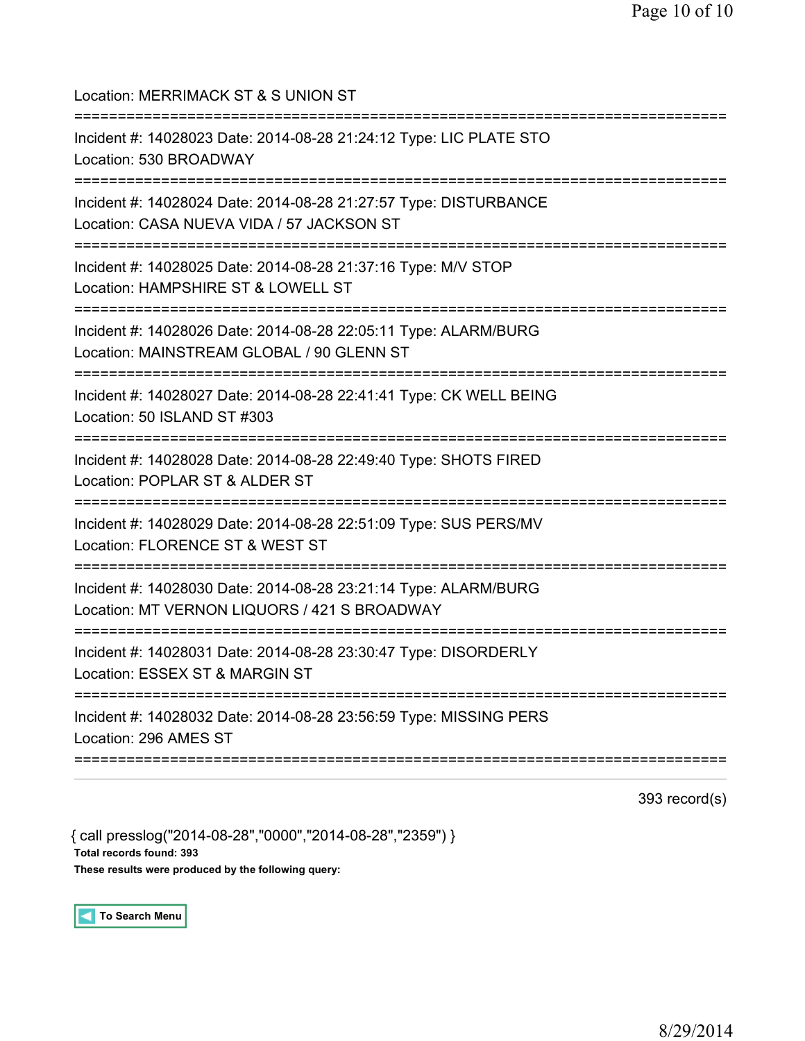Location: MERRIMACK ST & S UNION ST

===========================================================================

Incident #: 14028023 Date: 2014-08-28 21:24:12 Type: LIC PLATE STO
Location: 530 BROADWAY

===========================================================================

Incident #: 14028024 Date: 2014-08-28 21:27:57 Type: DISTURBANCE
Location: CASA NUEVA VIDA / 57 JACKSON ST

===========================================================================

Incident #: 14028025 Date: 2014-08-28 21:37:16 Type: M/V STOP
Location: HAMPSHIRE ST & LOWELL ST

===========================================================================

Incident #: 14028026 Date: 2014-08-28 22:05:11 Type: ALARM/BURG
Location: MAINSTREAM GLOBAL / 90 GLENN ST

===========================================================================

Incident #: 14028027 Date: 2014-08-28 22:41:41 Type: CK WELL BEING
Location: 50 ISLAND ST #303

===========================================================================

Incident #: 14028028 Date: 2014-08-28 22:49:40 Type: SHOTS FIRED
Location: POPLAR ST & ALDER ST

===========================================================================

Incident #: 14028029 Date: 2014-08-28 22:51:09 Type: SUS PERS/MV
Location: FLORENCE ST & WEST ST

===========================================================================

Incident #: 14028030 Date: 2014-08-28 23:21:14 Type: ALARM/BURG
Location: MT VERNON LIQUORS / 421 S BROADWAY

===========================================================================

Incident #: 14028031 Date: 2014-08-28 23:30:47 Type: DISORDERLY
Location: ESSEX ST & MARGIN ST

===========================================================================

Incident #: 14028032 Date: 2014-08-28 23:56:59 Type: MISSING PERS
Location: 296 AMES ST

===========================================================================

393 record(s)

{ call presslog("2014-08-28","0000","2014-08-28","2359") }

**Total records found: 393**

**These results were produced by the following query:**

To Search Menu